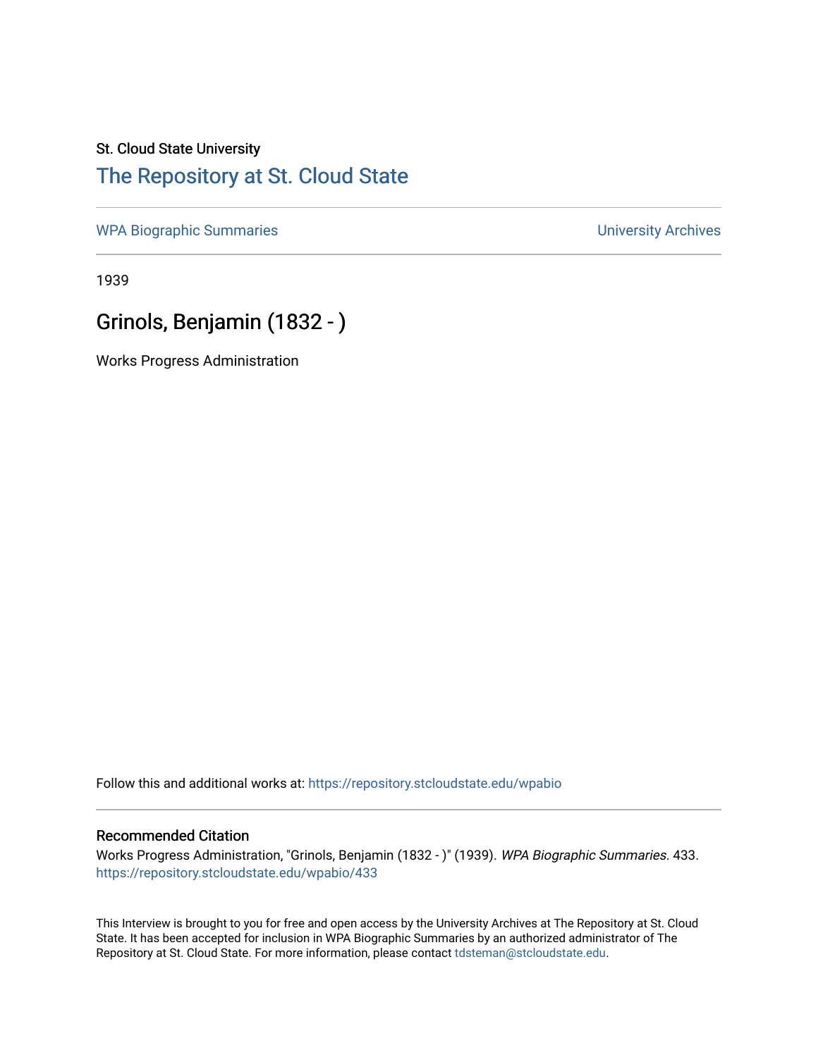St. Cloud State University

# The Repository at St. Cloud State

WPA Biographic Summaries

University Archives

1939

## Grinols, Benjamin (1832 - )

Works Progress Administration

Follow this and additional works at: https://repository.stcloudstate.edu/wpabio

### Recommended Citation

Works Progress Administration, "Grinols, Benjamin (1832 - )" (1939). *WPA Biographic Summaries*. 433. https://repository.stcloudstate.edu/wpabio/433

This Interview is brought to you for free and open access by the University Archives at The Repository at St. Cloud State. It has been accepted for inclusion in WPA Biographic Summaries by an authorized administrator of The Repository at St. Cloud State. For more information, please contact tdsteman@stcloudstate.edu.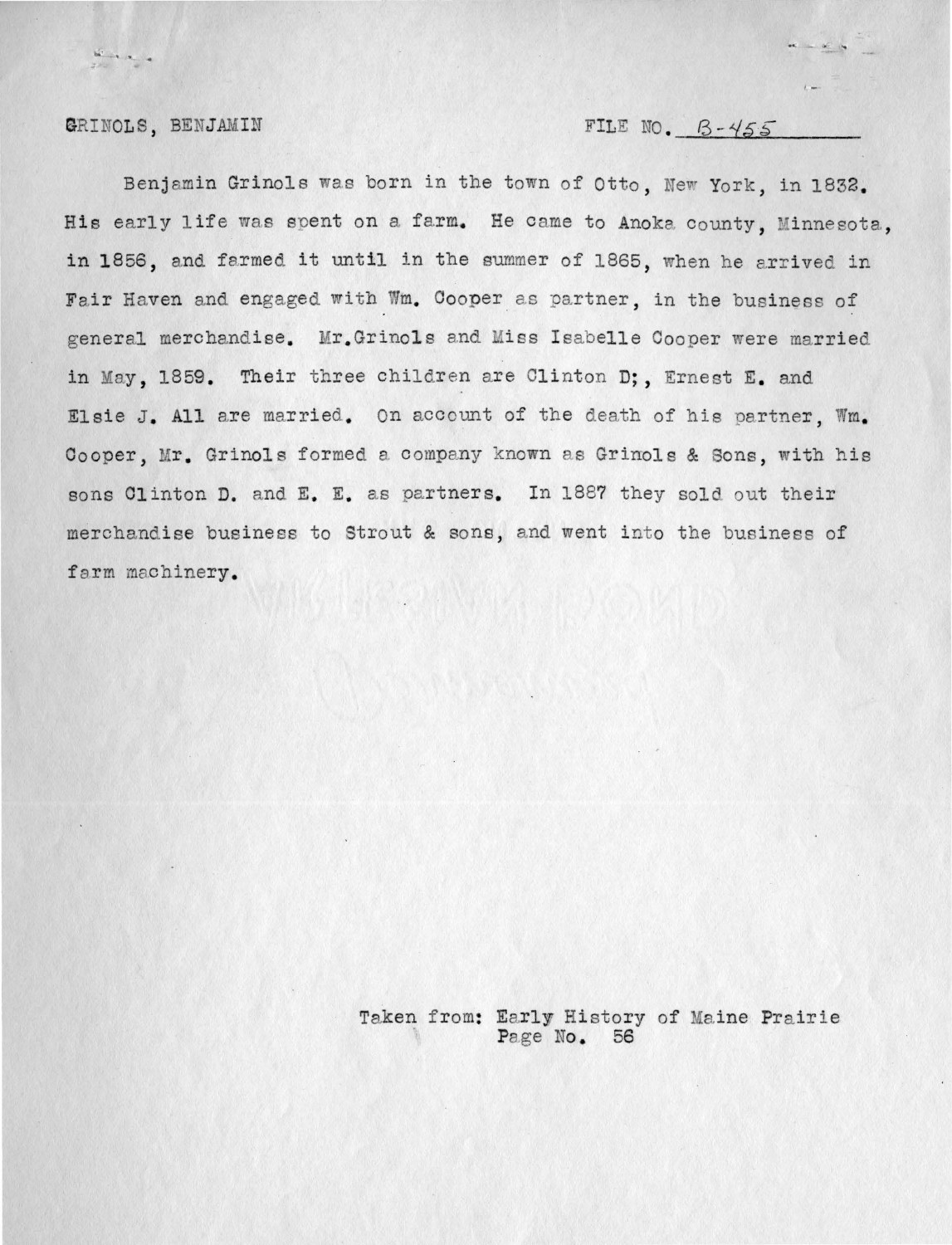GRINOLS, BENJAMIN FILE NO. B-455

Benjamin Grinols was born in the town of Otto, New York, in 1832. His early life was spent on a farm. He came to Anoka county, Minnesota, in 1856, and farmed it until in the summer of 1865, when he arrived in Fair Haven and engaged with Wm. Cooper as partner, in the business of general merchandise. Mr.Grinols and Miss Isabelle Cooper were married in May, 1859. Their three children are Clinton D;, Ernest E. and Elsie J. All are married. On account of the death of his partner, Wm. Cooper, Mr. Grinols formed a company known as Grinols & Sons, with his sons Clinton D. and E. E. as partners. In 1887 they sold out their merchandise business to Strout & sons, and went into the business of farm machinery.

Taken from: Early History of Maine Prairie
Page No. 56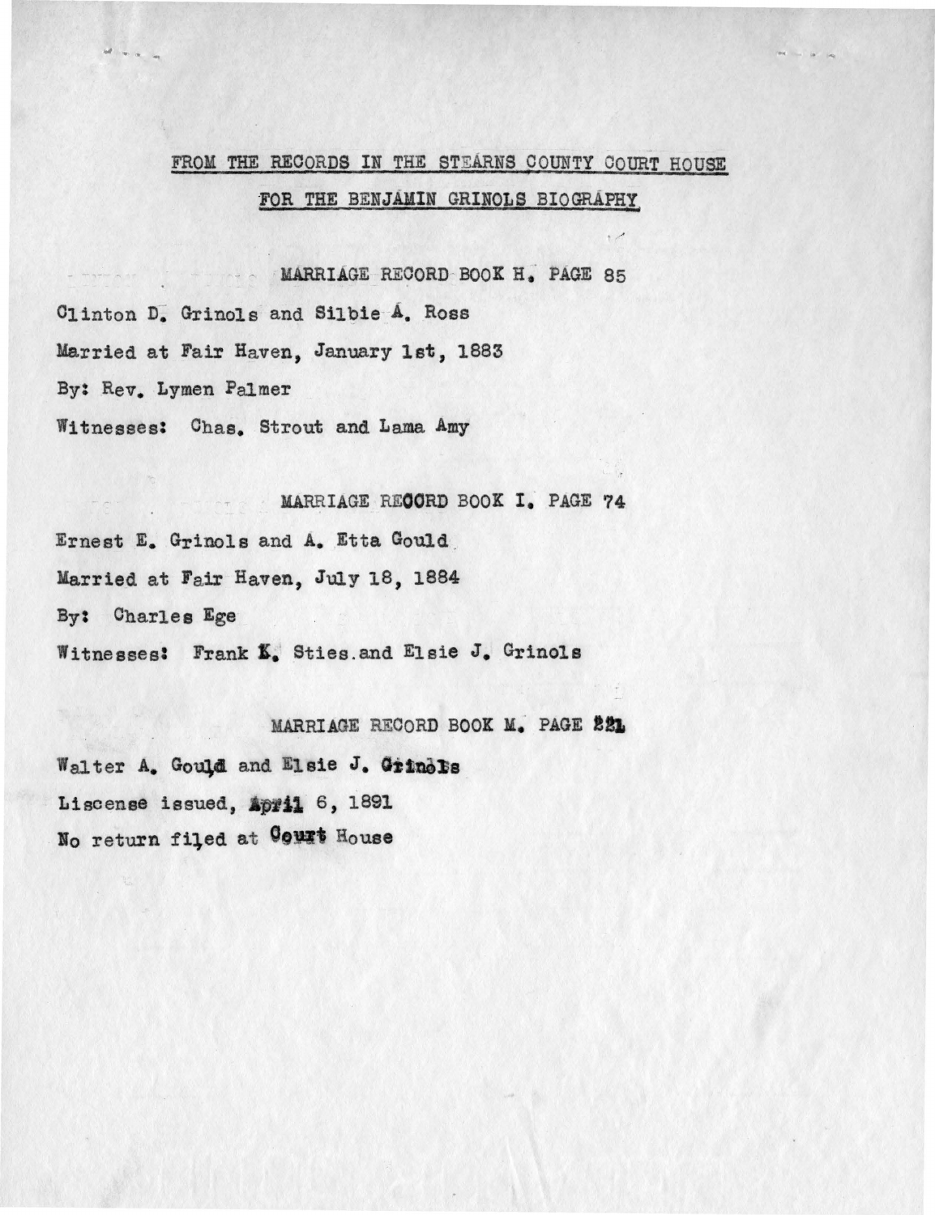FROM THE RECORDS IN THE STEARNS COUNTY COURT HOUSE

FOR THE BENJAMIN GRINOLS BIOGRAPHY

MARRIAGE RECORD BOOK H. PAGE 85

Clinton D. Grinols and Silbie A. Ross

Married at Fair Haven, January 1st, 1883

By: Rev. Lymen Palmer

Witnesses: Chas. Strout and Lama Amy

MARRIAGE RECORD BOOK I. PAGE 74

Ernest E. Grinols and A. Etta Gould

Married at Fair Haven, July 18, 1884

By: Charles Ege

Witnesses: Frank K. Sties.and Elsie J. Grinols

MARRIAGE RECORD BOOK M. PAGE 221

Walter A. Gould and Elsie J. Grinols

Liscense issued, April 6, 1891

No return filed at Court House